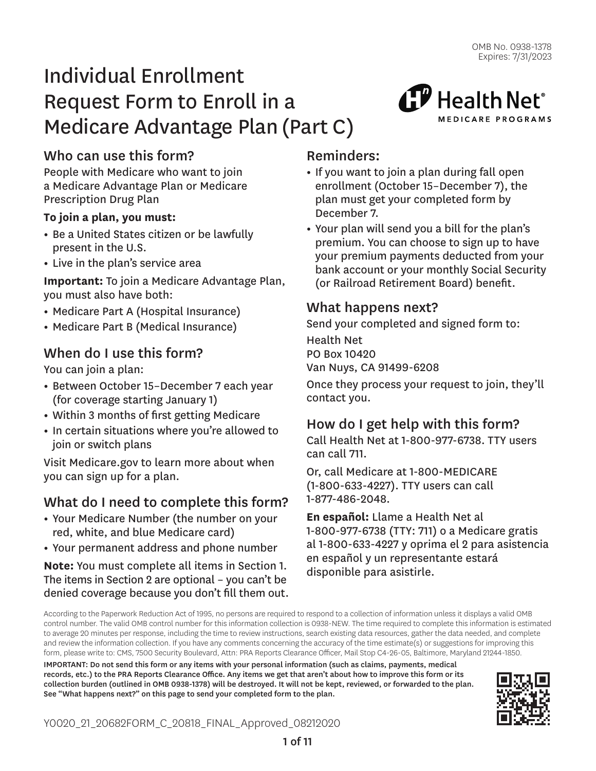OMB No. 0938-1378
Expires: 7/31/2023

# Individual Enrollment Request Form to Enroll in a Medicare Advantage Plan (Part C)

Health Net® MEDICARE PROGRAMS

## Who can use this form?

People with Medicare who want to join a Medicare Advantage Plan or Medicare Prescription Drug Plan

**To join a plan, you must:**

- Be a United States citizen or be lawfully present in the U.S.
- Live in the plan's service area

**Important:** To join a Medicare Advantage Plan, you must also have both:

- Medicare Part A (Hospital Insurance)
- Medicare Part B (Medical Insurance)

## When do I use this form?

You can join a plan:

- Between October 15–December 7 each year (for coverage starting January 1)
- Within 3 months of first getting Medicare
- In certain situations where you're allowed to join or switch plans

Visit Medicare.gov to learn more about when you can sign up for a plan.

## What do I need to complete this form?

- Your Medicare Number (the number on your red, white, and blue Medicare card)
- Your permanent address and phone number

**Note:** You must complete all items in Section 1. The items in Section 2 are optional – you can't be denied coverage because you don't fill them out.

## Reminders:

- If you want to join a plan during fall open enrollment (October 15–December 7), the plan must get your completed form by December 7.
- Your plan will send you a bill for the plan's premium. You can choose to sign up to have your premium payments deducted from your bank account or your monthly Social Security (or Railroad Retirement Board) benefit.

## What happens next?

Send your completed and signed form to:

Health Net
PO Box 10420
Van Nuys, CA 91499-6208

Once they process your request to join, they'll contact you.

## How do I get help with this form?

Call Health Net at 1-800-977-6738. TTY users can call 711.

Or, call Medicare at 1-800-MEDICARE (1-800-633-4227). TTY users can call 1-877-486-2048.

**En español:** Llame a Health Net al 1-800-977-6738 (TTY: 711) o a Medicare gratis al 1-800-633-4227 y oprima el 2 para asistencia en español y un representante estará disponible para asistirle.

According to the Paperwork Reduction Act of 1995, no persons are required to respond to a collection of information unless it displays a valid OMB control number. The valid OMB control number for this information collection is 0938-NEW. The time required to complete this information is estimated to average 20 minutes per response, including the time to review instructions, search existing data resources, gather the data needed, and complete and review the information collection. If you have any comments concerning the accuracy of the time estimate(s) or suggestions for improving this form, please write to: CMS, 7500 Security Boulevard, Attn: PRA Reports Clearance Officer, Mail Stop C4-26-05, Baltimore, Maryland 21244-1850.

**IMPORTANT: Do not send this form or any items with your personal information (such as claims, payments, medical records, etc.) to the PRA Reports Clearance Office. Any items we get that aren't about how to improve this form or its collection burden (outlined in OMB 0938-1378) will be destroyed. It will not be kept, reviewed, or forwarded to the plan. See "What happens next?" on this page to send your completed form to the plan.**

Y0020_21_20682FORM_C_20818_FINAL_Approved_08212020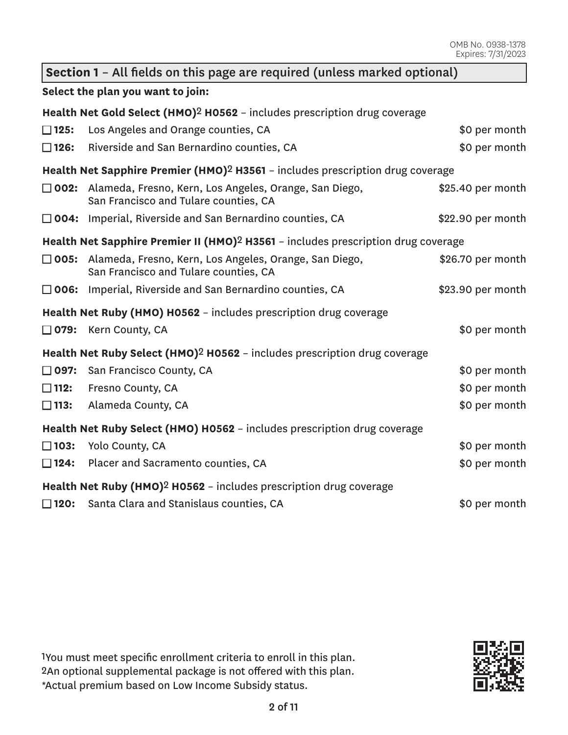OMB No. 0938-1378
Expires: 7/31/2023

## Section 1 – All fields on this page are required (unless marked optional)

**Select the plan you want to join:**

**Health Net Gold Select (HMO)[2] H0562** – includes prescription drug coverage

- ☐ **125:** Los Angeles and Orange counties, CA — $0 per month
- ☐ **126:** Riverside and San Bernardino counties, CA — $0 per month

**Health Net Sapphire Premier (HMO)[2] H3561** – includes prescription drug coverage

- ☐ **002:** Alameda, Fresno, Kern, Los Angeles, Orange, San Diego, San Francisco and Tulare counties, CA — $25.40 per month
- ☐ **004:** Imperial, Riverside and San Bernardino counties, CA — $22.90 per month

**Health Net Sapphire Premier II (HMO)[2] H3561** – includes prescription drug coverage

- ☐ **005:** Alameda, Fresno, Kern, Los Angeles, Orange, San Diego, San Francisco and Tulare counties, CA — $26.70 per month
- ☐ **006:** Imperial, Riverside and San Bernardino counties, CA — $23.90 per month

**Health Net Ruby (HMO) H0562** – includes prescription drug coverage

- ☐ **079:** Kern County, CA — $0 per month

**Health Net Ruby Select (HMO)[2] H0562** – includes prescription drug coverage

- ☐ **097:** San Francisco County, CA — $0 per month
- ☐ **112:** Fresno County, CA — $0 per month
- ☐ **113:** Alameda County, CA — $0 per month

**Health Net Ruby Select (HMO) H0562** – includes prescription drug coverage

- ☐ **103:** Yolo County, CA — $0 per month
- ☐ **124:** Placer and Sacramento counties, CA — $0 per month

**Health Net Ruby (HMO)[2] H0562** – includes prescription drug coverage

- ☐ **120:** Santa Clara and Stanislaus counties, CA — $0 per month

[1]You must meet specific enrollment criteria to enroll in this plan.
[2]An optional supplemental package is not offered with this plan.
*Actual premium based on Low Income Subsidy status.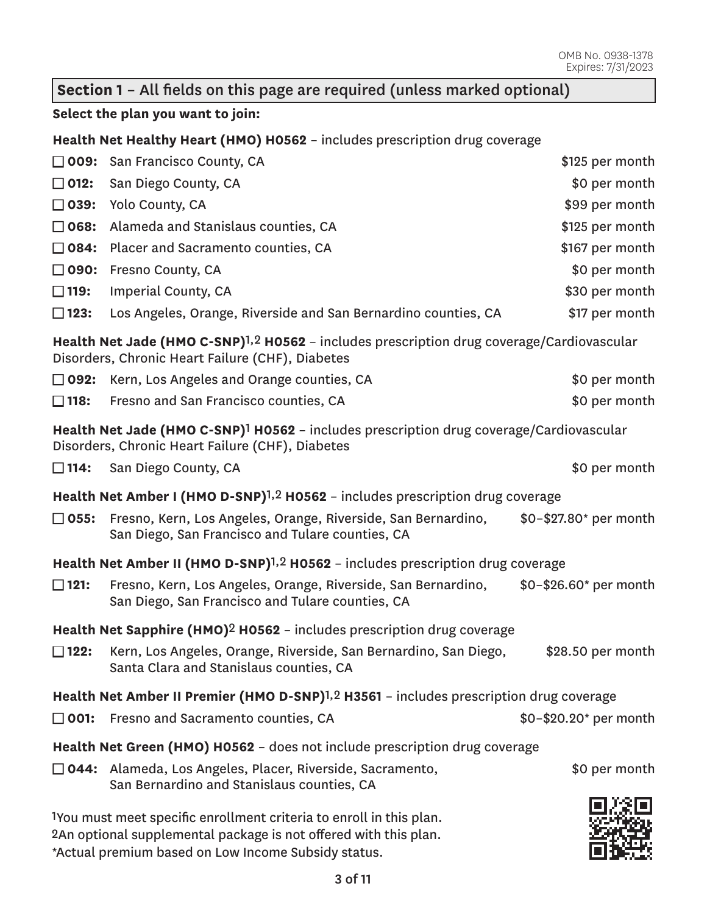OMB No. 0938-1378
Expires: 7/31/2023

## Section 1 – All fields on this page are required (unless marked optional)

**Select the plan you want to join:**

**Health Net Healthy Heart (HMO) H0562** – includes prescription drug coverage

- ☐ **009:** San Francisco County, CA — $125 per month
- ☐ **012:** San Diego County, CA — $0 per month
- ☐ **039:** Yolo County, CA — $99 per month
- ☐ **068:** Alameda and Stanislaus counties, CA — $125 per month
- ☐ **084:** Placer and Sacramento counties, CA — $167 per month
- ☐ **090:** Fresno County, CA — $0 per month
- ☐ **119:** Imperial County, CA — $30 per month
- ☐ **123:** Los Angeles, Orange, Riverside and San Bernardino counties, CA — $17 per month

**Health Net Jade (HMO C-SNP)[1,2] H0562** – includes prescription drug coverage/Cardiovascular Disorders, Chronic Heart Failure (CHF), Diabetes

- ☐ **092:** Kern, Los Angeles and Orange counties, CA — $0 per month
- ☐ **118:** Fresno and San Francisco counties, CA — $0 per month

**Health Net Jade (HMO C-SNP)[1] H0562** – includes prescription drug coverage/Cardiovascular Disorders, Chronic Heart Failure (CHF), Diabetes

- ☐ **114:** San Diego County, CA — $0 per month

**Health Net Amber I (HMO D-SNP)[1,2] H0562** – includes prescription drug coverage

- ☐ **055:** Fresno, Kern, Los Angeles, Orange, Riverside, San Bernardino, San Diego, San Francisco and Tulare counties, CA — $0–$27.80* per month

**Health Net Amber II (HMO D-SNP)[1,2] H0562** – includes prescription drug coverage

- ☐ **121:** Fresno, Kern, Los Angeles, Orange, Riverside, San Bernardino, San Diego, San Francisco and Tulare counties, CA — $0–$26.60* per month

**Health Net Sapphire (HMO)[2] H0562** – includes prescription drug coverage

- ☐ **122:** Kern, Los Angeles, Orange, Riverside, San Bernardino, San Diego, Santa Clara and Stanislaus counties, CA — $28.50 per month

**Health Net Amber II Premier (HMO D-SNP)[1,2] H3561** – includes prescription drug coverage

- ☐ **001:** Fresno and Sacramento counties, CA — $0–$20.20* per month

**Health Net Green (HMO) H0562** – does not include prescription drug coverage

- ☐ **044:** Alameda, Los Angeles, Placer, Riverside, Sacramento, San Bernardino and Stanislaus counties, CA — $0 per month

[1]You must meet specific enrollment criteria to enroll in this plan.
[2]An optional supplemental package is not offered with this plan.
*Actual premium based on Low Income Subsidy status.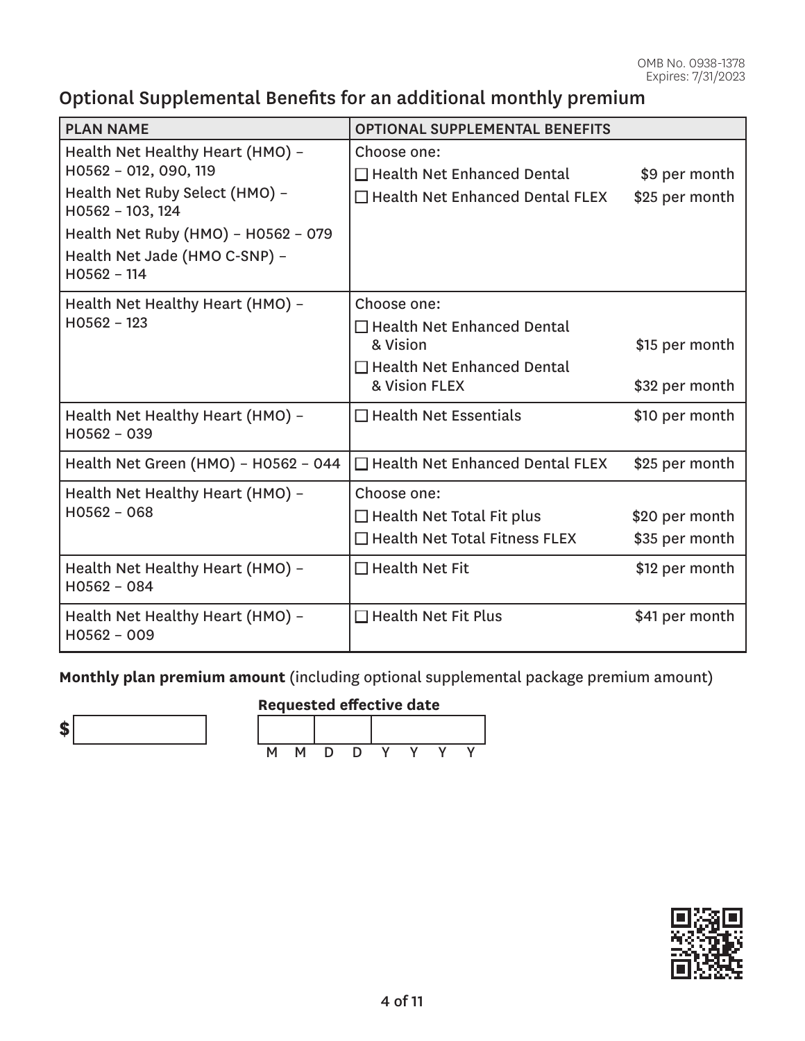OMB No. 0938-1378
Expires: 7/31/2023

## Optional Supplemental Benefits for an additional monthly premium

| PLAN NAME | OPTIONAL SUPPLEMENTAL BENEFITS |
|---|---|
| Health Net Healthy Heart (HMO) – H0562 – 012, 090, 119<br>Health Net Ruby Select (HMO) – H0562 – 103, 124<br>Health Net Ruby (HMO) – H0562 – 079<br>Health Net Jade (HMO C-SNP) – H0562 – 114 | Choose one:<br>☐ Health Net Enhanced Dental $9 per month<br>☐ Health Net Enhanced Dental FLEX $25 per month |
| Health Net Healthy Heart (HMO) – H0562 – 123 | Choose one:<br>☐ Health Net Enhanced Dental & Vision $15 per month<br>☐ Health Net Enhanced Dental & Vision FLEX $32 per month |
| Health Net Healthy Heart (HMO) – H0562 – 039 | ☐ Health Net Essentials $10 per month |
| Health Net Green (HMO) – H0562 – 044 | ☐ Health Net Enhanced Dental FLEX $25 per month |
| Health Net Healthy Heart (HMO) – H0562 – 068 | Choose one:<br>☐ Health Net Total Fit plus $20 per month<br>☐ Health Net Total Fitness FLEX $35 per month |
| Health Net Healthy Heart (HMO) – H0562 – 084 | ☐ Health Net Fit $12 per month |
| Health Net Healthy Heart (HMO) – H0562 – 009 | ☐ Health Net Fit Plus $41 per month |

**Monthly plan premium amount** (including optional supplemental package premium amount)

$ ________

**Requested effective date**

M M D D Y Y Y Y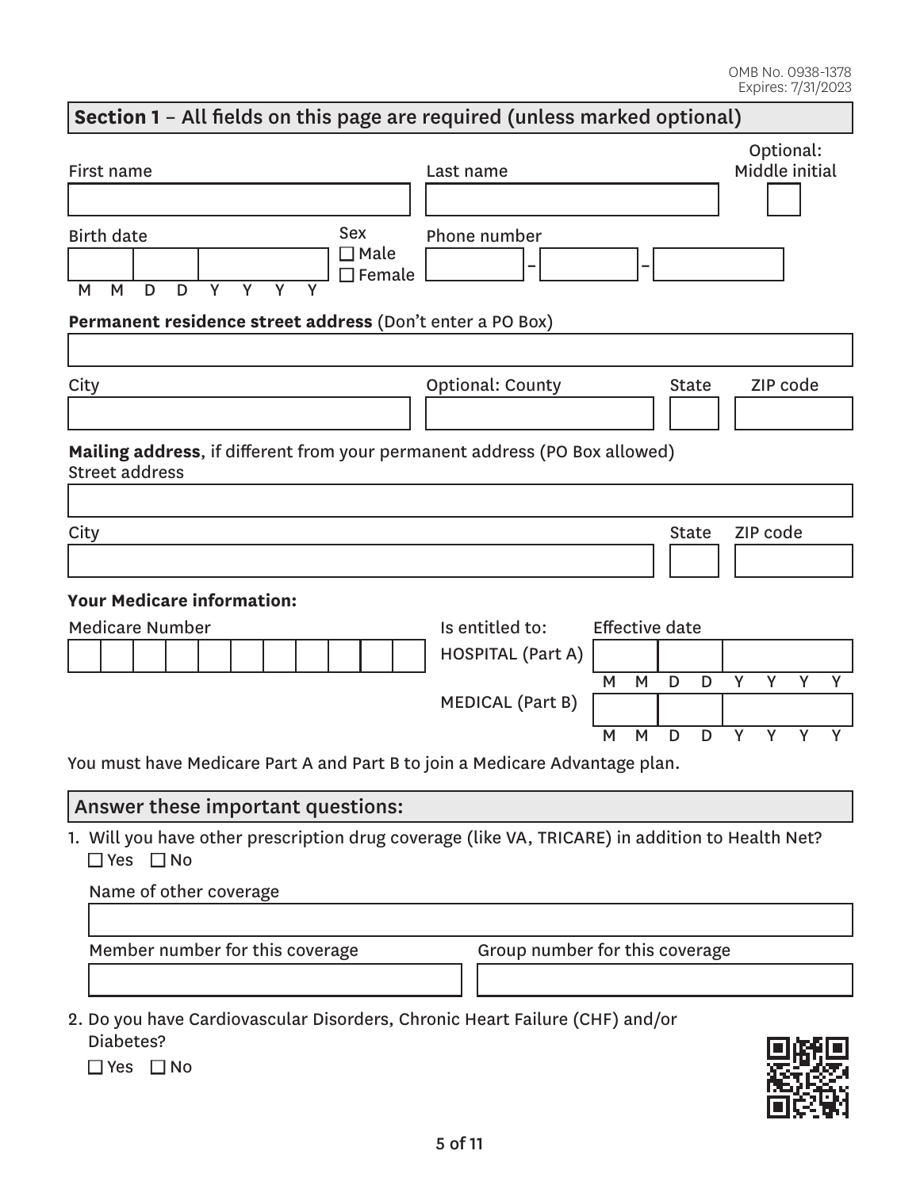OMB No. 0938-1378
Expires: 7/31/2023

## Section 1 – All fields on this page are required (unless marked optional)

First name

Last name

Optional: Middle initial

Birth date (M M D D Y Y Y Y)

Sex
☐ Male
☐ Female

Phone number

**Permanent residence street address** (Don't enter a PO Box)

City

Optional: County

State

ZIP code

**Mailing address**, if different from your permanent address (PO Box allowed)
Street address

City

State

ZIP code

**Your Medicare information:**

Medicare Number

Is entitled to:

| | Effective date |
|---|---|
| HOSPITAL (Part A) | M M D D Y Y Y Y |
| MEDICAL (Part B) | M M D D Y Y Y Y |

You must have Medicare Part A and Part B to join a Medicare Advantage plan.

## Answer these important questions:

1. Will you have other prescription drug coverage (like VA, TRICARE) in addition to Health Net?
   ☐ Yes ☐ No

   Name of other coverage

   Member number for this coverage

   Group number for this coverage

2. Do you have Cardiovascular Disorders, Chronic Heart Failure (CHF) and/or Diabetes?
   ☐ Yes ☐ No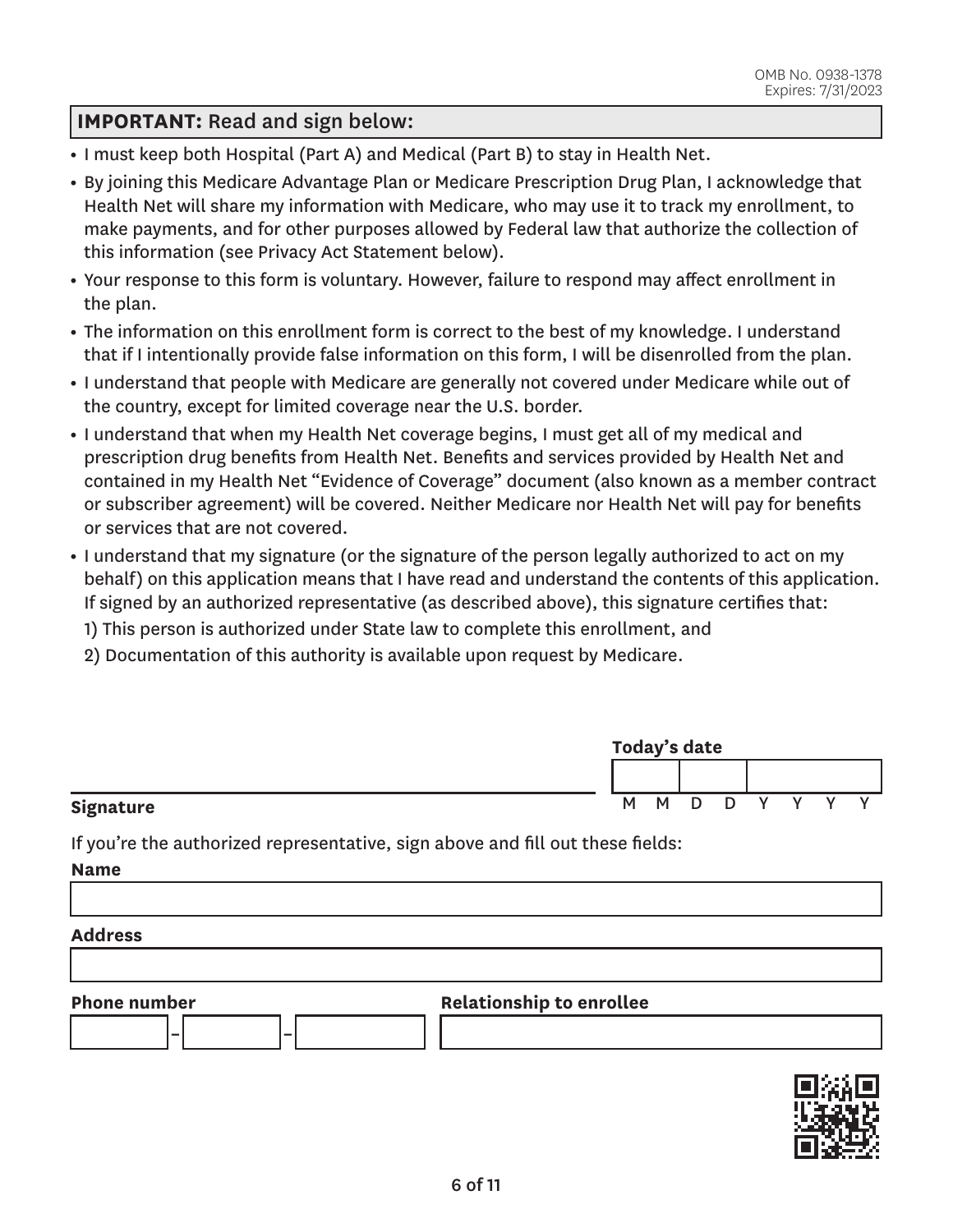OMB No. 0938-1378
Expires: 7/31/2023

## **IMPORTANT:** Read and sign below:

- I must keep both Hospital (Part A) and Medical (Part B) to stay in Health Net.
- By joining this Medicare Advantage Plan or Medicare Prescription Drug Plan, I acknowledge that Health Net will share my information with Medicare, who may use it to track my enrollment, to make payments, and for other purposes allowed by Federal law that authorize the collection of this information (see Privacy Act Statement below).
- Your response to this form is voluntary. However, failure to respond may affect enrollment in the plan.
- The information on this enrollment form is correct to the best of my knowledge. I understand that if I intentionally provide false information on this form, I will be disenrolled from the plan.
- I understand that people with Medicare are generally not covered under Medicare while out of the country, except for limited coverage near the U.S. border.
- I understand that when my Health Net coverage begins, I must get all of my medical and prescription drug benefits from Health Net. Benefits and services provided by Health Net and contained in my Health Net "Evidence of Coverage" document (also known as a member contract or subscriber agreement) will be covered. Neither Medicare nor Health Net will pay for benefits or services that are not covered.
- I understand that my signature (or the signature of the person legally authorized to act on my behalf) on this application means that I have read and understand the contents of this application. If signed by an authorized representative (as described above), this signature certifies that:
  1) This person is authorized under State law to complete this enrollment, and
  2) Documentation of this authority is available upon request by Medicare.

**Signature** ______________________________

**Today's date** ___ ___ / ___ ___ / ___ ___ ___ ___ (M M D D Y Y Y Y)

If you're the authorized representative, sign above and fill out these fields:

**Name** ______________________________

**Address** ______________________________

**Phone number** ______ – ______ – ______

**Relationship to enrollee** ______________________________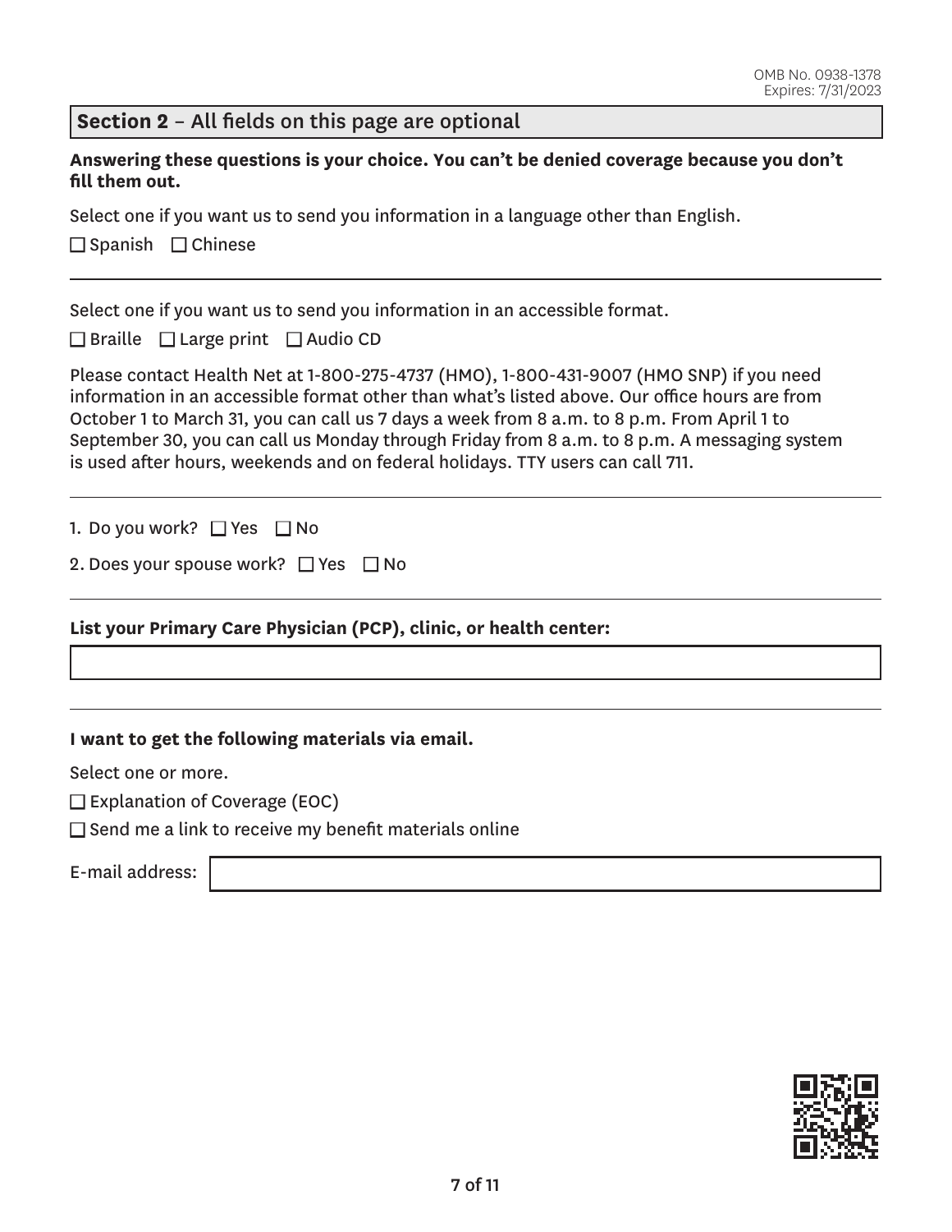OMB No. 0938-1378
Expires: 7/31/2023

## **Section 2** – All fields on this page are optional

**Answering these questions is your choice. You can't be denied coverage because you don't fill them out.**

Select one if you want us to send you information in a language other than English.

☐ Spanish ☐ Chinese

---

Select one if you want us to send you information in an accessible format.

☐ Braille ☐ Large print ☐ Audio CD

Please contact Health Net at 1-800-275-4737 (HMO), 1-800-431-9007 (HMO SNP) if you need information in an accessible format other than what's listed above. Our office hours are from October 1 to March 31, you can call us 7 days a week from 8 a.m. to 8 p.m. From April 1 to September 30, you can call us Monday through Friday from 8 a.m. to 8 p.m. A messaging system is used after hours, weekends and on federal holidays. TTY users can call 711.

---

1. Do you work? ☐ Yes ☐ No

2. Does your spouse work? ☐ Yes ☐ No

---

**List your Primary Care Physician (PCP), clinic, or health center:**

______________________________

---

**I want to get the following materials via email.**

Select one or more.

☐ Explanation of Coverage (EOC)

☐ Send me a link to receive my benefit materials online

E-mail address: ______________________________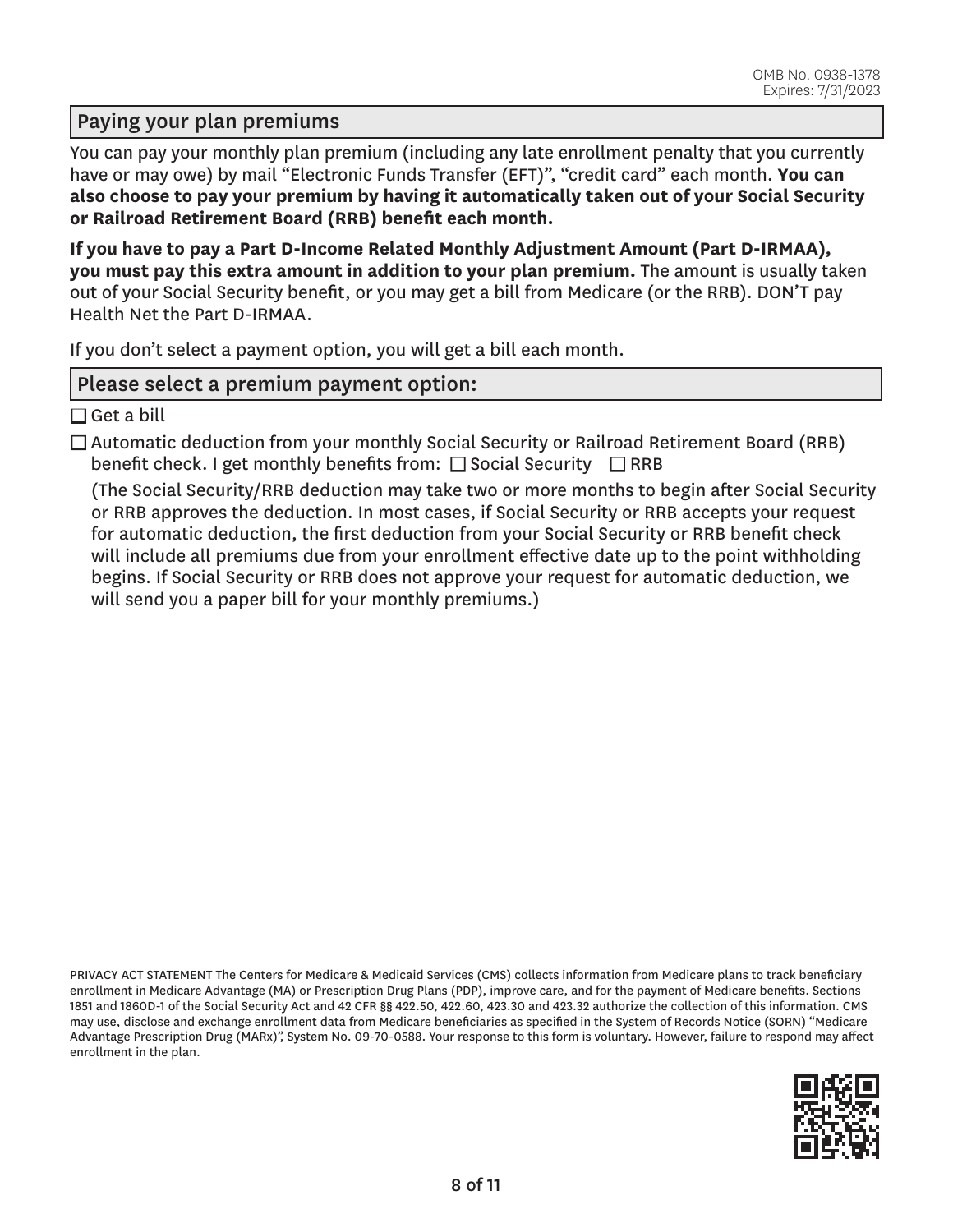OMB No. 0938-1378
Expires: 7/31/2023

## Paying your plan premiums

You can pay your monthly plan premium (including any late enrollment penalty that you currently have or may owe) by mail "Electronic Funds Transfer (EFT)", "credit card" each month. **You can also choose to pay your premium by having it automatically taken out of your Social Security or Railroad Retirement Board (RRB) benefit each month.**

**If you have to pay a Part D-Income Related Monthly Adjustment Amount (Part D-IRMAA), you must pay this extra amount in addition to your plan premium.** The amount is usually taken out of your Social Security benefit, or you may get a bill from Medicare (or the RRB). DON'T pay Health Net the Part D-IRMAA.

If you don't select a payment option, you will get a bill each month.

## Please select a premium payment option:

☐ Get a bill

☐ Automatic deduction from your monthly Social Security or Railroad Retirement Board (RRB) benefit check. I get monthly benefits from: ☐ Social Security ☐ RRB

(The Social Security/RRB deduction may take two or more months to begin after Social Security or RRB approves the deduction. In most cases, if Social Security or RRB accepts your request for automatic deduction, the first deduction from your Social Security or RRB benefit check will include all premiums due from your enrollment effective date up to the point withholding begins. If Social Security or RRB does not approve your request for automatic deduction, we will send you a paper bill for your monthly premiums.)

PRIVACY ACT STATEMENT The Centers for Medicare & Medicaid Services (CMS) collects information from Medicare plans to track beneficiary enrollment in Medicare Advantage (MA) or Prescription Drug Plans (PDP), improve care, and for the payment of Medicare benefits. Sections 1851 and 1860D-1 of the Social Security Act and 42 CFR §§ 422.50, 422.60, 423.30 and 423.32 authorize the collection of this information. CMS may use, disclose and exchange enrollment data from Medicare beneficiaries as specified in the System of Records Notice (SORN) "Medicare Advantage Prescription Drug (MARx)", System No. 09-70-0588. Your response to this form is voluntary. However, failure to respond may affect enrollment in the plan.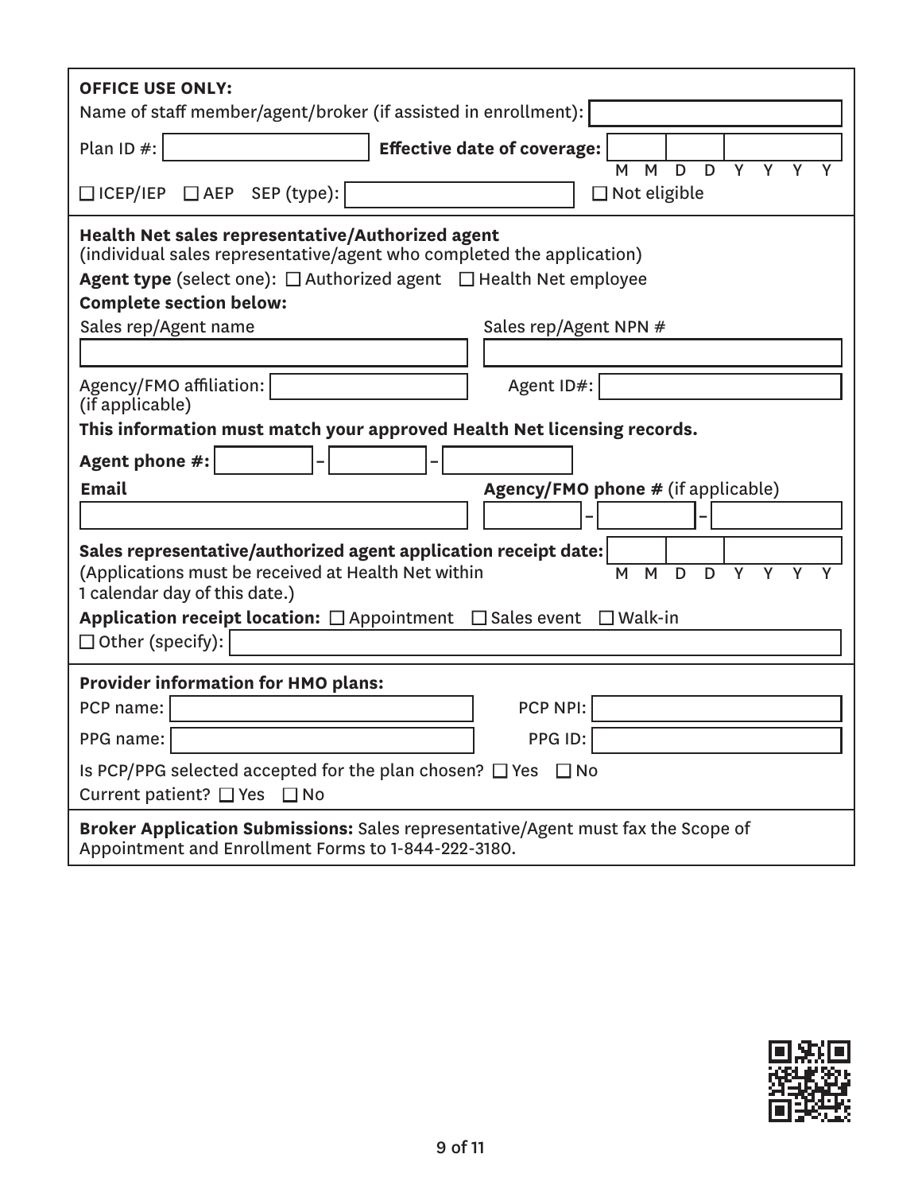**OFFICE USE ONLY:**

Name of staff member/agent/broker (if assisted in enrollment): ____________________

Plan ID #: ____________________ **Effective date of coverage:** M M D D Y Y Y Y

☐ ICEP/IEP ☐ AEP SEP (type): ____________________ ☐ Not eligible

**Health Net sales representative/Authorized agent**
(individual sales representative/agent who completed the application)

**Agent type** (select one): ☐ Authorized agent ☐ Health Net employee

**Complete section below:**

Sales rep/Agent name ____________________ Sales rep/Agent NPN # ____________________

Agency/FMO affiliation: ____________________ Agent ID#: ____________________
(if applicable)

**This information must match your approved Health Net licensing records.**

**Agent phone #:** ______ – ______ – ______

**Email** ____________________ **Agency/FMO phone #** (if applicable) ______ – ______ – ______

**Sales representative/authorized agent application receipt date:** M M D D Y Y Y Y
(Applications must be received at Health Net within 1 calendar day of this date.)

**Application receipt location:** ☐ Appointment ☐ Sales event ☐ Walk-in

☐ Other (specify): ____________________

**Provider information for HMO plans:**

PCP name: ____________________ PCP NPI: ____________________

PPG name: ____________________ PPG ID: ____________________

Is PCP/PPG selected accepted for the plan chosen? ☐ Yes ☐ No

Current patient? ☐ Yes ☐ No

**Broker Application Submissions:** Sales representative/Agent must fax the Scope of Appointment and Enrollment Forms to 1-844-222-3180.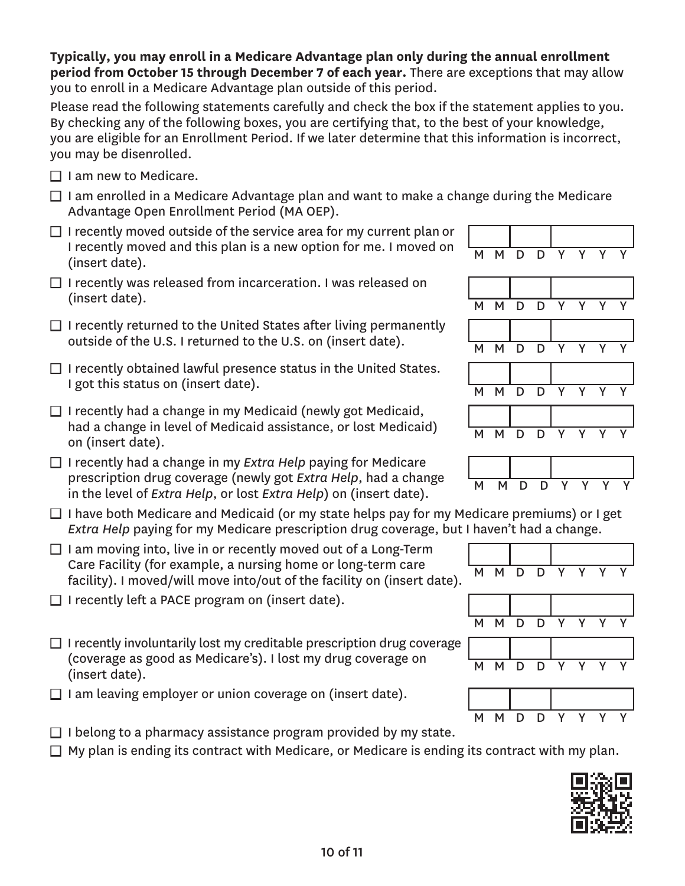**Typically, you may enroll in a Medicare Advantage plan only during the annual enrollment period from October 15 through December 7 of each year.** There are exceptions that may allow you to enroll in a Medicare Advantage plan outside of this period.

Please read the following statements carefully and check the box if the statement applies to you. By checking any of the following boxes, you are certifying that, to the best of your knowledge, you are eligible for an Enrollment Period. If we later determine that this information is incorrect, you may be disenrolled.

- ☐ I am new to Medicare.
- ☐ I am enrolled in a Medicare Advantage plan and want to make a change during the Medicare Advantage Open Enrollment Period (MA OEP).
- ☐ I recently moved outside of the service area for my current plan or I recently moved and this plan is a new option for me. I moved on (insert date). MM DD YYYY
- ☐ I recently was released from incarceration. I was released on (insert date). MM DD YYYY
- ☐ I recently returned to the United States after living permanently outside of the U.S. I returned to the U.S. on (insert date). MM DD YYYY
- ☐ I recently obtained lawful presence status in the United States. I got this status on (insert date). MM DD YYYY
- ☐ I recently had a change in my Medicaid (newly got Medicaid, had a change in level of Medicaid assistance, or lost Medicaid) on (insert date). MM DD YYYY
- ☐ I recently had a change in my *Extra Help* paying for Medicare prescription drug coverage (newly got *Extra Help*, had a change in the level of *Extra Help*, or lost *Extra Help*) on (insert date). MM DD YYYY
- ☐ I have both Medicare and Medicaid (or my state helps pay for my Medicare premiums) or I get *Extra Help* paying for my Medicare prescription drug coverage, but I haven't had a change.
- ☐ I am moving into, live in or recently moved out of a Long-Term Care Facility (for example, a nursing home or long-term care facility). I moved/will move into/out of the facility on (insert date). MM DD YYYY
- ☐ I recently left a PACE program on (insert date). MM DD YYYY
- ☐ I recently involuntarily lost my creditable prescription drug coverage (coverage as good as Medicare's). I lost my drug coverage on (insert date). MM DD YYYY
- ☐ I am leaving employer or union coverage on (insert date). MM DD YYYY
- ☐ I belong to a pharmacy assistance program provided by my state.
- ☐ My plan is ending its contract with Medicare, or Medicare is ending its contract with my plan.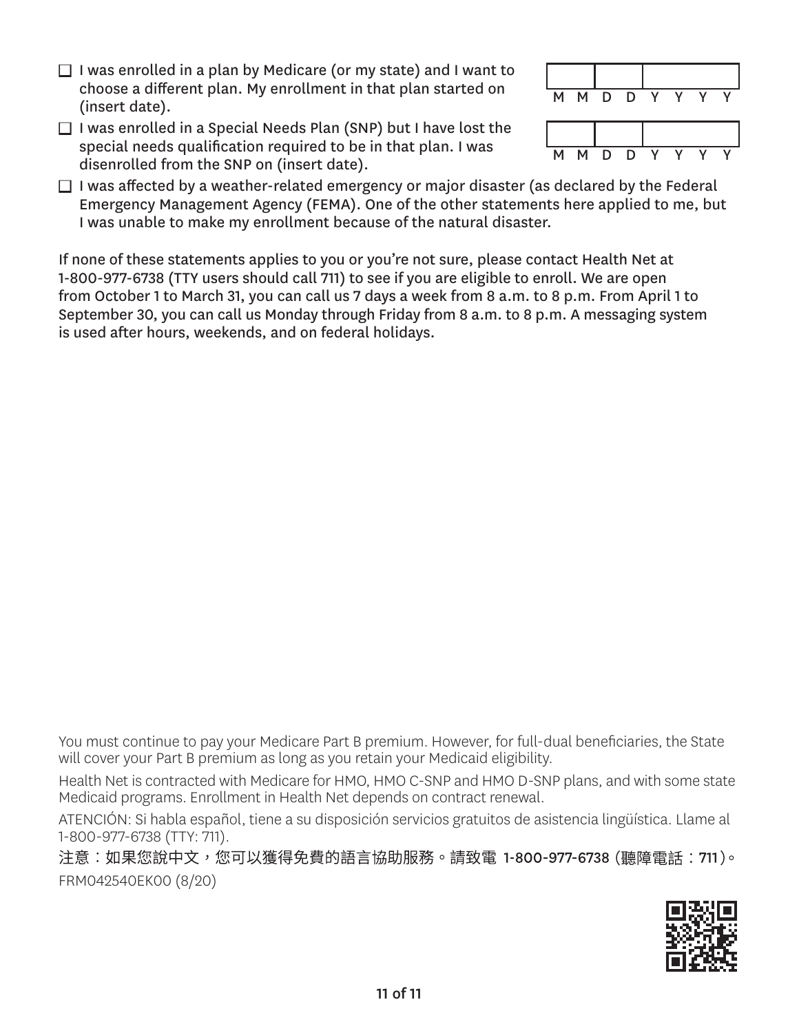- ☐ I was enrolled in a plan by Medicare (or my state) and I want to choose a different plan. My enrollment in that plan started on (insert date).

| | | |
|---|---|---|
| M M | D D | Y Y Y Y |

- ☐ I was enrolled in a Special Needs Plan (SNP) but I have lost the special needs qualification required to be in that plan. I was disenrolled from the SNP on (insert date).

| | | |
|---|---|---|
| M M | D D | Y Y Y Y |

- ☐ I was affected by a weather-related emergency or major disaster (as declared by the Federal Emergency Management Agency (FEMA). One of the other statements here applied to me, but I was unable to make my enrollment because of the natural disaster.

If none of these statements applies to you or you're not sure, please contact Health Net at 1-800-977-6738 (TTY users should call 711) to see if you are eligible to enroll. We are open from October 1 to March 31, you can call us 7 days a week from 8 a.m. to 8 p.m. From April 1 to September 30, you can call us Monday through Friday from 8 a.m. to 8 p.m. A messaging system is used after hours, weekends, and on federal holidays.

You must continue to pay your Medicare Part B premium. However, for full-dual beneficiaries, the State will cover your Part B premium as long as you retain your Medicaid eligibility.

Health Net is contracted with Medicare for HMO, HMO C-SNP and HMO D-SNP plans, and with some state Medicaid programs. Enrollment in Health Net depends on contract renewal.

ATENCIÓN: Si habla español, tiene a su disposición servicios gratuitos de asistencia lingüística. Llame al 1-800-977-6738 (TTY: 711).

注意：如果您說中文，您可以獲得免費的語言協助服務。請致電 1-800-977-6738 (聽障電話：711)。

FRM042540EK00 (8/20)